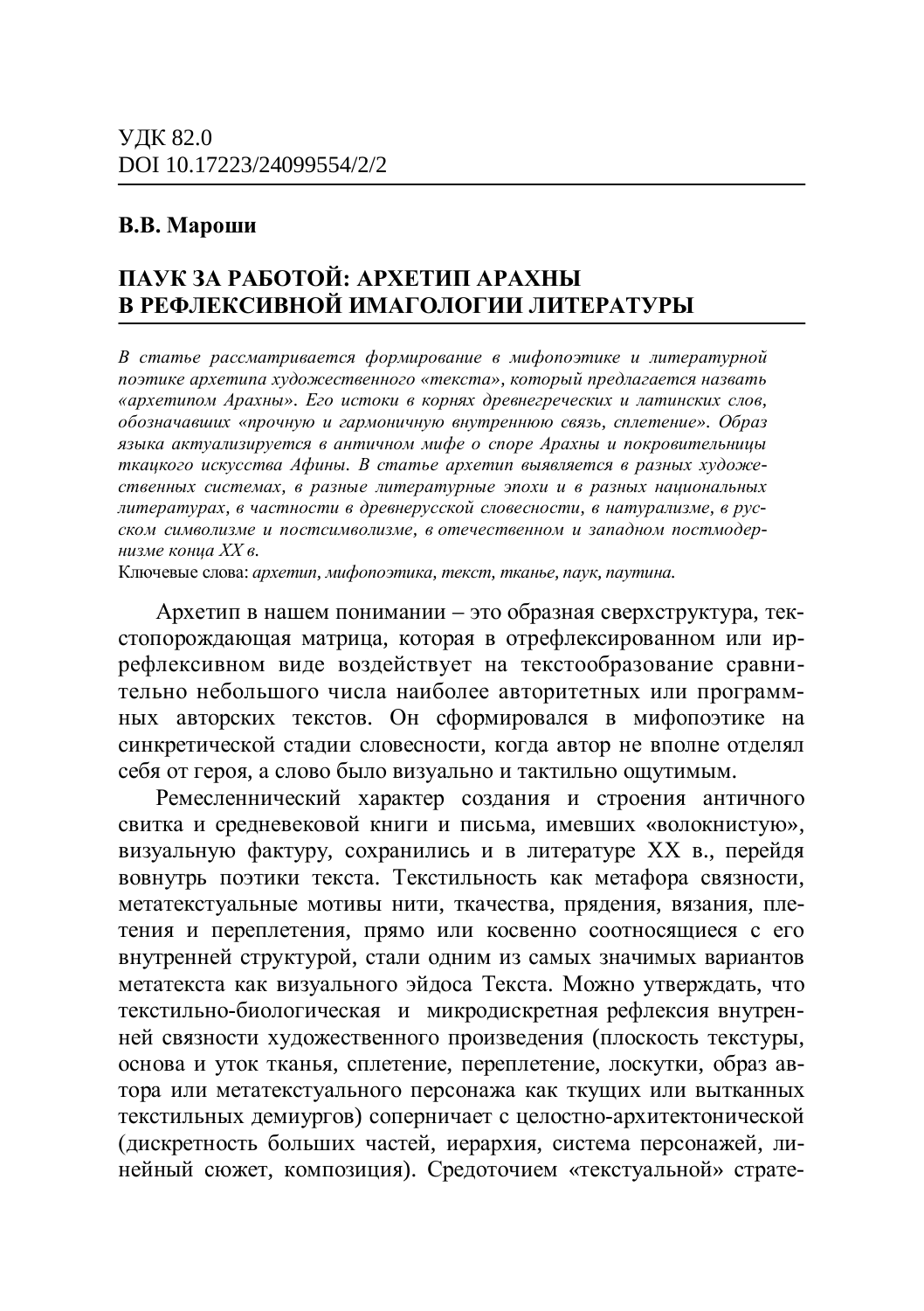УДК 82.0
DOI 10.17223/24099554/2/2

**В.В. Мароши**

# ПАУК ЗА РАБОТОЙ: АРХЕТИП АРАХНЫ В РЕФЛЕКСИВНОЙ ИМАГОЛОГИИ ЛИТЕРАТУРЫ

*В статье рассматривается формирование в мифопоэтике и литературной поэтике архетипа художественного «текста», который предлагается назвать «архетипом Арахны». Его истоки в корнях древнегреческих и латинских слов, обозначавших «прочную и гармоничную внутреннюю связь, сплетение». Образ языка актуализируется в античном мифе о споре Арахны и покровительницы ткацкого искусства Афины. В статье архетип выявляется в разных художественных системах, в разные литературные эпохи и в разных национальных литературах, в частности в древнерусской словесности, в натурализме, в русском символизме и постсимволизме, в отечественном и западном постмодернизме конца XX в.*

Ключевые слова: *архетип, мифопоэтика, текст, тканье, паук, паутина.*

Архетип в нашем понимании – это образная сверхструктура, текстопорождающая матрица, которая в отрефлексированном или иррефлексивном виде воздействует на текстообразование сравнительно небольшого числа наиболее авторитетных или программных авторских текстов. Он сформировался в мифопоэтике на синкретической стадии словесности, когда автор не вполне отделял себя от героя, а слово было визуально и тактильно ощутимым.

Ремесленнический характер создания и строения античного свитка и средневековой книги и письма, имевших «волокнистую», визуальную фактуру, сохранились и в литературе XX в., перейдя вовнутрь поэтики текста. Текстильность как метафора связности, метатекстуальные мотивы нити, ткачества, прядения, вязания, плетения и переплетения, прямо или косвенно соотносящиеся с его внутренней структурой, стали одним из самых значимых вариантов метатекста как визуального эйдоса Текста. Можно утверждать, что текстильно-биологическая и микродискретная рефлексия внутренней связности художественного произведения (плоскость текстуры, основа и уток тканья, сплетение, переплетение, лоскутки, образ автора или метатекстуального персонажа как ткущих или вытканных текстильных демиургов) соперничает с целостно-архитектонической (дискретность больших частей, иерархия, система персонажей, линейный сюжет, композиция). Средоточием «текстуальной» страте-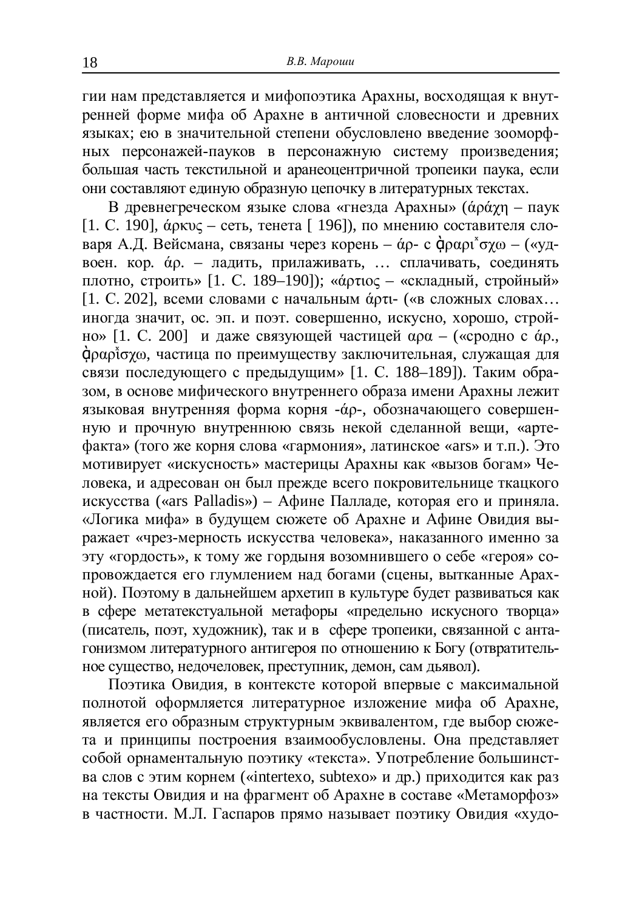гии нам представляется и мифопоэтика Арахны, восходящая к внутренней форме мифа об Арахне в античной словесности и древних языках; ею в значительной степени обусловлено введение зооморфных персонажей-пауков в персонажную систему произведения; большая часть текстильной и аранеоцентричной тропеики паука, если они составляют единую образную цепочку в литературных текстах.

В древнегреческом языке слова «гнезда Арахны» (άράχη – паук [1. С. 190], ἄρκυς – сеть, тенета [ 196]), по мнению составителя словаря А.Д. Вейсмана, связаны через корень – άρ- с ἀραρίσχω – («удвоен. кор. άρ. – ладить, прилаживать, … сплачивать, соединять плотно, строить» [1. С. 189–190]); «άρτιος – «складный, стройный» [1. С. 202], всеми словами с начальным άρτι- («в сложных словах… иногда значит, ос. эп. и поэт. совершенно, искусно, хорошо, стройно» [1. С. 200] и даже связующей частицей αρα – («сродно с άρ., ἀραρίσχω, частица по преимуществу заключительная, служащая для связи последующего с предыдущим» [1. С. 188–189]). Таким образом, в основе мифического внутреннего образа имени Арахны лежит языковая внутренняя форма корня -άρ-, обозначающего совершенную и прочную внутреннюю связь некой сделанной вещи, «артефакта» (того же корня слова «гармония», латинское «ars» и т.п.). Это мотивирует «искусность» мастерицы Арахны как «вызов богам» Человека, и адресован он был прежде всего покровительнице ткацкого искусства («ars Palladis») – Афине Палладе, которая его и приняла. «Логика мифа» в будущем сюжете об Арахне и Афине Овидия выражает «чрез-мерность искусства человека», наказанного именно за эту «гордость», к тому же гордыня возомнившего о себе «героя» сопровождается его глумлением над богами (сцены, вытканные Арахной). Поэтому в дальнейшем архетип в культуре будет развиваться как в сфере метатекстуальной метафоры «предельно искусного творца» (писатель, поэт, художник), так и в сфере тропеики, связанной с антагонизмом литературного антигероя по отношению к Богу (отвратительное существо, недочеловек, преступник, демон, сам дьявол).

Поэтика Овидия, в контексте которой впервые с максимальной полнотой оформляется литературное изложение мифа об Арахне, является его образным структурным эквивалентом, где выбор сюжета и принципы построения взаимообусловлены. Она представляет собой орнаментальную поэтику «текста». Употребление большинства слов с этим корнем («intertexo, subtexo» и др.) приходится как раз на тексты Овидия и на фрагмент об Арахне в составе «Метаморфоз» в частности. М.Л. Гаспаров прямо называет поэтику Овидия «худо-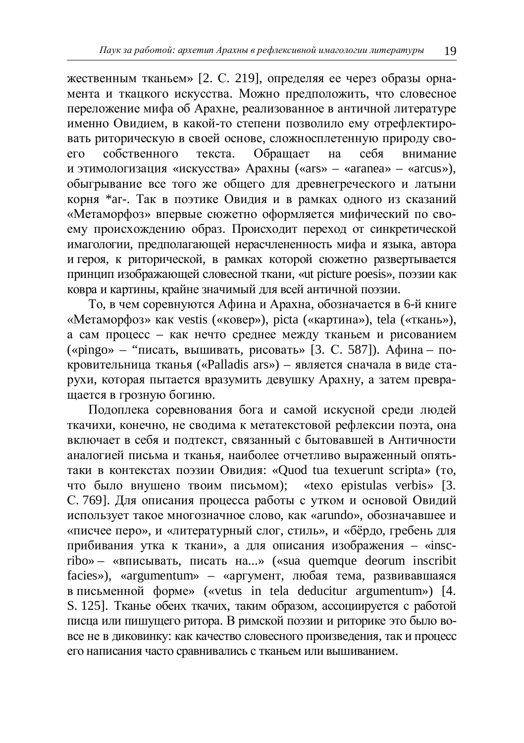жественным тканьем» [2. С. 219], определяя ее через образы орнамента и ткацкого искусства. Можно предположить, что словесное переложение мифа об Арахне, реализованное в античной литературе именно Овидием, в какой-то степени позволило ему отрефлектировать риторическую в своей основе, сложносплетенную природу своего собственного текста. Обращает на себя внимание и этимологизация «искусства» Арахны («ars» – «aranea» – «arcus»), обыгрывание все того же общего для древнегреческого и латыни корня *ar-. Так в поэтике Овидия и в рамках одного из сказаний «Метаморфоз» впервые сюжетно оформляется мифический по своему происхождению образ. Происходит переход от синкретической имагологии, предполагающей нерасчлененность мифа и языка, автора и героя, к риторической, в рамках которой сюжетно развертывается принцип изображающей словесной ткани, «ut picture poesis», поэзии как ковра и картины, крайне значимый для всей античной поэзии.

То, в чем соревнуются Афина и Арахна, обозначается в 6-й книге «Метаморфоз» как vestis («ковер»), picta («картина»), tela («ткань»), а сам процесс – как нечто среднее между тканьем и рисованием («pingo» – "писать, вышивать, рисовать» [3. С. 587]). Афина – покровительница тканья («Palladis ars») – является сначала в виде старухи, которая пытается вразумить девушку Арахну, а затем превращается в грозную богиню.

Подоплека соревнования бога и самой искусной среди людей ткачихи, конечно, не сводима к метатекстовой рефлексии поэта, она включает в себя и подтекст, связанный с бытовавшей в Античности аналогией письма и тканья, наиболее отчетливо выраженный опять-таки в контекстах поэзии Овидия: «Quod tua texuerunt scripta» (то, что было внушено твоим письмом); «texo epistulas verbis» [3. С. 769]. Для описания процесса работы с утком и основой Овидий использует такое многозначное слово, как «arundo», обозначавшее и «писчее перо», и «литературный слог, стиль», и «бёрдо, гребень для прибивания утка к ткани», а для описания изображения – «inscribo» – «вписывать, писать на...» («sua quemque deorum inscribit facies»), «argumentum» – «аргумент, любая тема, развивавшаяся в письменной форме» («vetus in tela deducitur argumentum») [4. S. 125]. Тканье обеих ткачих, таким образом, ассоциируется с работой писца или пишущего ритора. В римской поэзии и риторике это было вовсе не в диковинку: как качество словесного произведения, так и процесс его написания часто сравнивались с тканьем или вышиванием.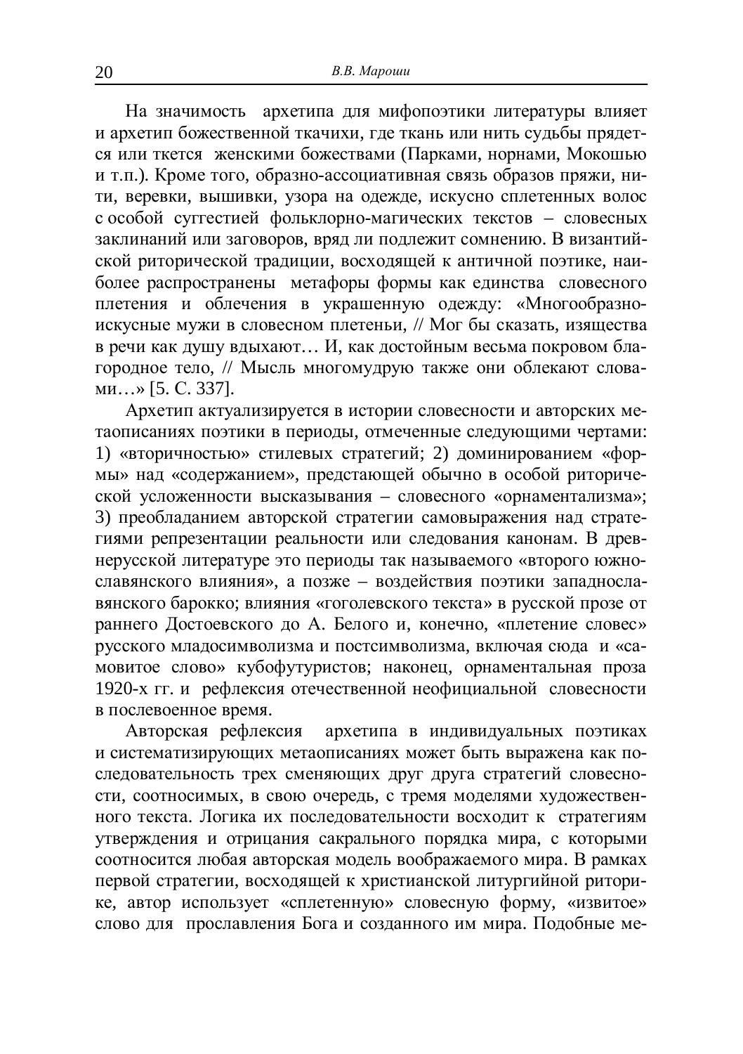На значимость архетипа для мифопоэтики литературы влияет и архетип божественной ткачихи, где ткань или нить судьбы прядется или ткется женскими божествами (Парками, норнами, Мокошью и т.п.). Кроме того, образно-ассоциативная связь образов пряжи, нити, веревки, вышивки, узора на одежде, искусно сплетенных волос с особой суггестией фольклорно-магических текстов – словесных заклинаний или заговоров, вряд ли подлежит сомнению. В византийской риторической традиции, восходящей к античной поэтике, наиболее распространены метафоры формы как единства словесного плетения и облечения в украшенную одежду: «Многообразно-искусные мужи в словесном плетеньи, // Мог бы сказать, изящества в речи как душу вдыхают… И, как достойным весьма покровом благородное тело, // Мысль многомудрую также они облекают словами…» [5. С. 337].

Архетип актуализируется в истории словесности и авторских метаописаниях поэтики в периоды, отмеченные следующими чертами: 1) «вторичностью» стилевых стратегий; 2) доминированием «формы» над «содержанием», предстающей обычно в особой риторической усложненности высказывания – словесного «орнаментализма»; 3) преобладанием авторской стратегии самовыражения над стратегиями репрезентации реальности или следования канонам. В древнерусской литературе это периоды так называемого «второго южнославянского влияния», а позже – воздействия поэтики западнославянского барокко; влияния «гоголевского текста» в русской прозе от раннего Достоевского до А. Белого и, конечно, «плетение словес» русского младосимволизма и постсимволизма, включая сюда и «самовитое слово» кубофутуристов; наконец, орнаментальная проза 1920-х гг. и рефлексия отечественной неофициальной словесности в послевоенное время.

Авторская рефлексия архетипа в индивидуальных поэтиках и систематизирующих метаописаниях может быть выражена как последовательность трех сменяющих друг друга стратегий словесности, соотносимых, в свою очередь, с тремя моделями художественного текста. Логика их последовательности восходит к стратегиям утверждения и отрицания сакрального порядка мира, с которыми соотносится любая авторская модель воображаемого мира. В рамках первой стратегии, восходящей к христианской литургийной риторике, автор использует «сплетенную» словесную форму, «извитое» слово для прославления Бога и созданного им мира. Подобные ме-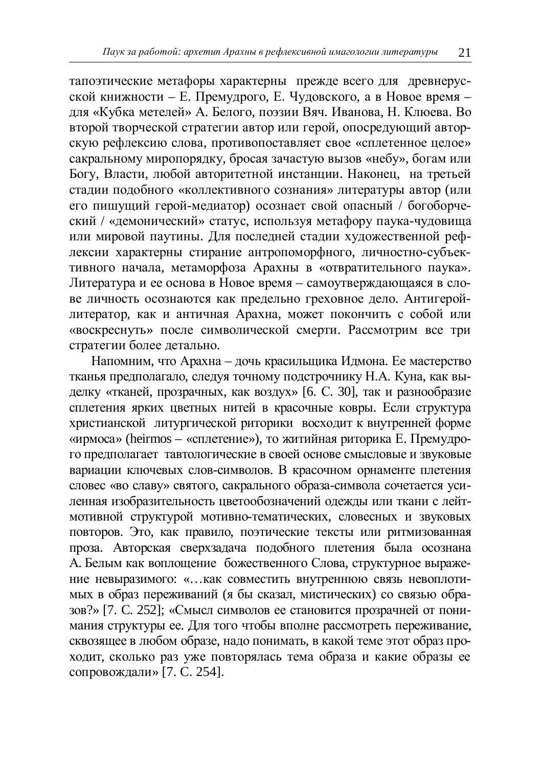тапоэтические метафоры характерны прежде всего для древнерусской книжности – Е. Премудрого, Е. Чудовского, а в Новое время – для «Кубка метелей» А. Белого, поэзии Вяч. Иванова, Н. Клюева. Во второй творческой стратегии автор или герой, опосредующий авторскую рефлексию слова, противопоставляет свое «сплетенное целое» сакральному миропорядку, бросая зачастую вызов «небу», богам или Богу, Власти, любой авторитетной инстанции. Наконец, на третьей стадии подобного «коллективного сознания» литературы автор (или его пишущий герой-медиатор) осознает свой опасный / богоборческий / «демонический» статус, используя метафору паука-чудовища или мировой паутины. Для последней стадии художественной рефлексии характерны стирание антропоморфного, личностно-субъективного начала, метаморфоза Арахны в «отвратительного паука». Литература и ее основа в Новое время – самоутверждающаяся в слове личность осознаются как предельно греховное дело. Антигерой-литератор, как и античная Арахна, может покончить с собой или «воскреснуть» после символической смерти. Рассмотрим все три стратегии более детально.

Напомним, что Арахна – дочь красильщика Идмона. Ее мастерство тканья предполагало, следуя точному подстрочнику Н.А. Куна, как выделку «тканей, прозрачных, как воздух» [6. С. 30], так и разнообразие сплетения ярких цветных нитей в красочные ковры. Если структура христианской литургической риторики восходит к внутренней форме «ирмоса» (heirmos – «сплетение»), то житийная риторика Е. Премудрого предполагает тавтологические в своей основе смысловые и звуковые вариации ключевых слов-символов. В красочном орнаменте плетения словес «во славу» святого, сакрального образа-символа сочетается усиленная изобразительность цветообозначений одежды или ткани с лейтмотивной структурой мотивно-тематических, словесных и звуковых повторов. Это, как правило, поэтические тексты или ритмизованная проза. Авторская сверхзадача подобного плетения была осознана А. Белым как воплощение божественного Слова, структурное выражение невыразимого: «…как совместить внутреннюю связь невоплотимых в образ переживаний (я бы сказал, мистических) со связью образов?» [7. С. 252]; «Смысл символов ее становится прозрачней от понимания структуры ее. Для того чтобы вполне рассмотреть переживание, сквозящее в любом образе, надо понимать, в какой теме этот образ проходит, сколько раз уже повторялась тема образа и какие образы ее сопровождали» [7. С. 254].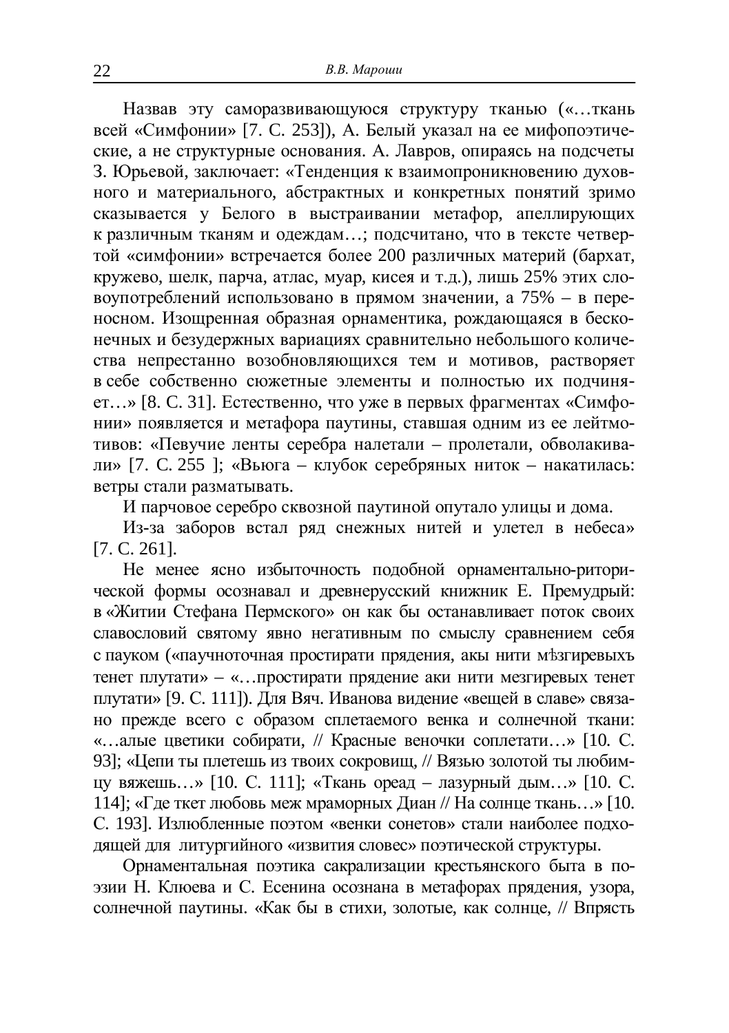Назвав эту саморазвивающуюся структуру тканью («…ткань всей «Симфонии» [7. С. 253]), А. Белый указал на ее мифопоэтические, а не структурные основания. А. Лавров, опираясь на подсчеты З. Юрьевой, заключает: «Тенденция к взаимопроникновению духовного и материального, абстрактных и конкретных понятий зримо сказывается у Белого в выстраивании метафор, апеллирующих к различным тканям и одеждам…; подсчитано, что в тексте четвертой «симфонии» встречается более 200 различных материй (бархат, кружево, шелк, парча, атлас, муар, кисея и т.д.), лишь 25% этих словоупотреблений использовано в прямом значении, а 75% – в переносном. Изощренная образная орнаментика, рождающаяся в бесконечных и безудержных вариациях сравнительно небольшого количества непрестанно возобновляющихся тем и мотивов, растворяет в себе собственно сюжетные элементы и полностью их подчиняет…» [8. С. 31]. Естественно, что уже в первых фрагментах «Симфонии» появляется и метафора паутины, ставшая одним из ее лейтмотивов: «Певучие ленты серебра налетали – пролетали, обволакивали» [7. С. 255 ]; «Вьюга – клубок серебряных ниток – накатилась: ветры стали разматывать.

И парчовое серебро сквозной паутиной опутало улицы и дома.

Из-за заборов встал ряд снежных нитей и улетел в небеса» [7. С. 261].

Не менее ясно избыточность подобной орнаментально-риторической формы осознавал и древнерусский книжник Е. Премудрый: в «Житии Стефана Пермского» он как бы останавливает поток своих славословий святому явно негативным по смыслу сравнением себя с пауком («паучноточная простирати прядения, акы нити мѣзгиревыхъ тенет плутати» – «…простирати прядение аки нити мезгиревых тенет плутати» [9. С. 111]). Для Вяч. Иванова видение «вещей в славе» связано прежде всего с образом сплетаемого венка и солнечной ткани: «…алые цветики собирати, // Красные веночки соплетати…» [10. С. 93]; «Цепи ты плетешь из твоих сокровищ, // Вязью золотой ты любимцу вяжешь…» [10. С. 111]; «Ткань ореад – лазурный дым…» [10. С. 114]; «Где ткет любовь меж мраморных Диан // На солнце ткань…» [10. С. 193]. Излюбленные поэтом «венки сонетов» стали наиболее подходящей для литургийного «извития словес» поэтической структуры.

Орнаментальная поэтика сакрализации крестьянского быта в поэзии Н. Клюева и С. Есенина осознана в метафорах прядения, узора, солнечной паутины. «Как бы в стихи, золотые, как солнце, // Впрясть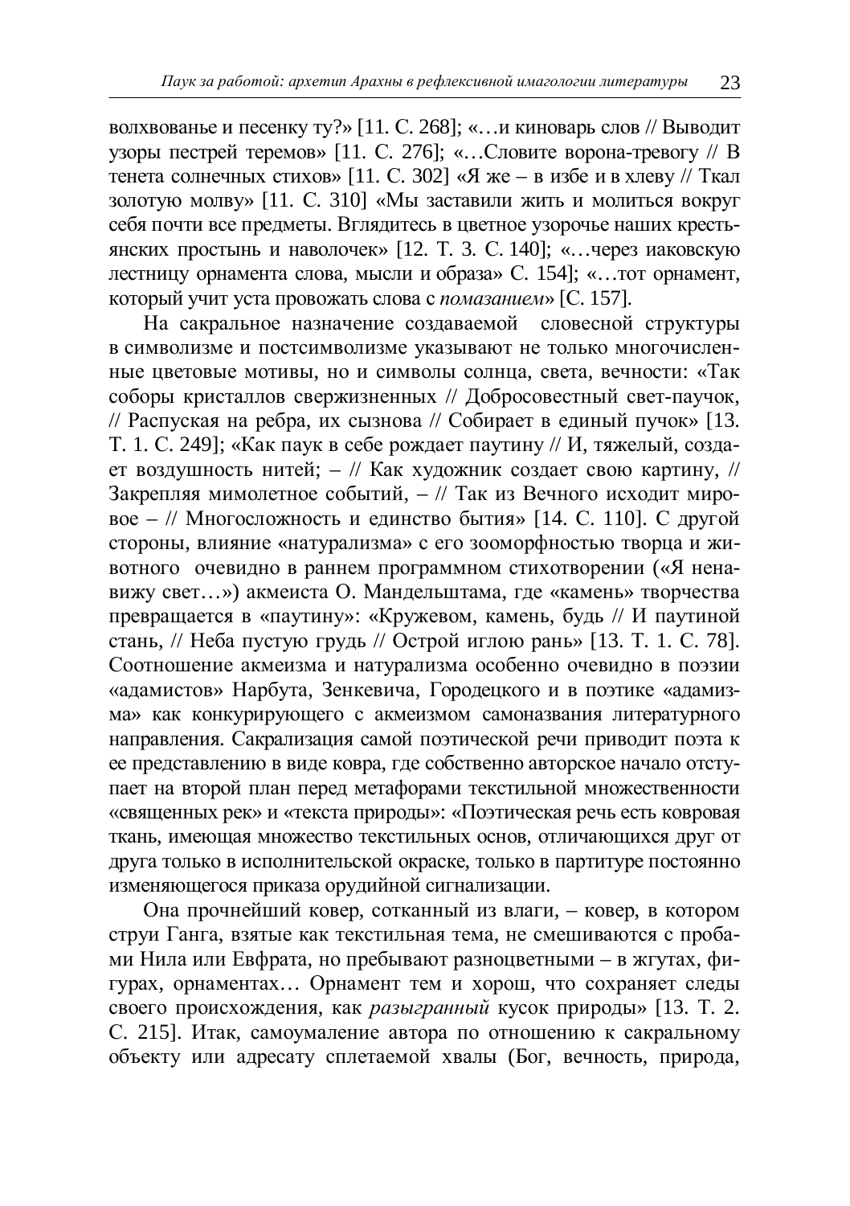волхвованье и песенку ту?» [11. С. 268]; «…и киноварь слов // Выводит узоры пестрей теремов» [11. С. 276]; «…Словите ворона-тревогу // В тенета солнечных стихов» [11. С. 302] «Я же – в избе и в хлеву // Ткал золотую молву» [11. С. 310] «Мы заставили жить и молиться вокруг себя почти все предметы. Вглядитесь в цветное узорочье наших крестьянских простынь и наволочек» [12. Т. 3. С. 140]; «…через иаковскую лестницу орнамента слова, мысли и образа» С. 154]; «…тот орнамент, который учит уста провожать слова с *помазанием*» [С. 157].

На сакральное назначение создаваемой словесной структуры в символизме и постсимволизме указывают не только многочисленные цветовые мотивы, но и символы солнца, света, вечности: «Так соборы кристаллов сверхжизненных // Добросовестный свет-паучок, // Распуская на ребра, их сызнова // Собирает в единый пучок» [13. Т. 1. С. 249]; «Как паук в себе рождает паутину // И, тяжелый, создает воздушность нитей; – // Как художник создает свою картину, // Закрепляя мимолетное событий, – // Так из Вечного исходит мировое – // Многосложность и единство бытия» [14. С. 110]. С другой стороны, влияние «натурализма» с его зооморфностью творца и животного очевидно в раннем программном стихотворении («Я ненавижу свет…») акмеиста О. Мандельштама, где «камень» творчества превращается в «паутину»: «Кружевом, камень, будь // И паутиной стань, // Неба пустую грудь // Острой иглою рань» [13. Т. 1. С. 78]. Соотношение акмеизма и натурализма особенно очевидно в поэзии «адамистов» Нарбута, Зенкевича, Городецкого и в поэтике «адамизма» как конкурирующего с акмеизмом самоназвания литературного направления. Сакрализация самой поэтической речи приводит поэта к ее представлению в виде ковра, где собственно авторское начало отступает на второй план перед метафорами текстильной множественности «священных рек» и «текста природы»: «Поэтическая речь есть ковровая ткань, имеющая множество текстильных основ, отличающихся друг от друга только в исполнительской окраске, только в партитуре постоянно изменяющегося приказа орудийной сигнализации.

Она прочнейший ковер, сотканный из влаги, – ковер, в котором струи Ганга, взятые как текстильная тема, не смешиваются с пробами Нила или Евфрата, но пребывают разноцветными – в жгутах, фигурах, орнаментах… Орнамент тем и хорош, что сохраняет следы своего происхождения, как *разыгранный* кусок природы» [13. Т. 2. С. 215]. Итак, самоумаление автора по отношению к сакральному объекту или адресату сплетаемой хвалы (Бог, вечность, природа,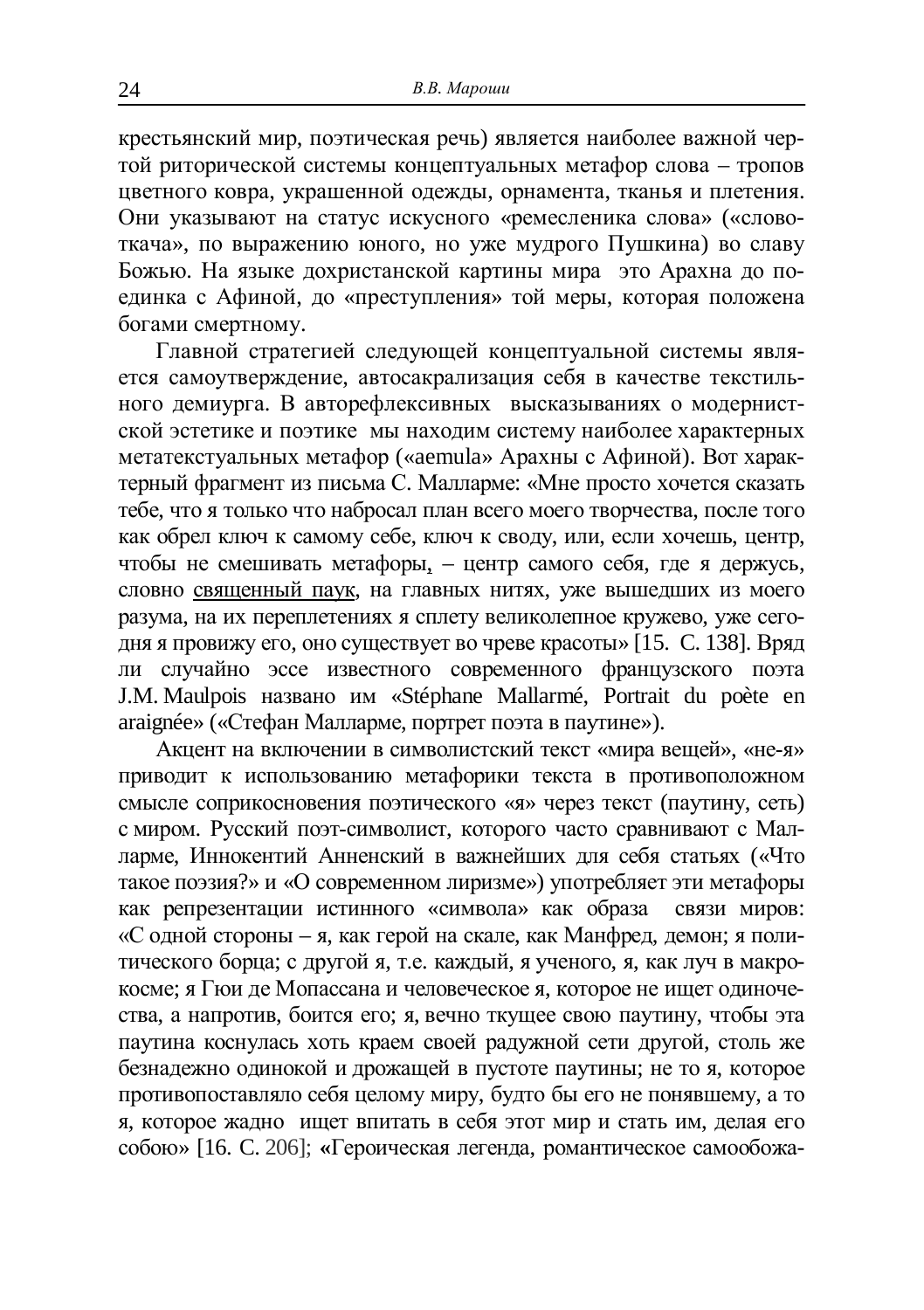крестьянский мир, поэтическая речь) является наиболее важной чертой риторической системы концептуальных метафор слова – тропов цветного ковра, украшенной одежды, орнамента, тканья и плетения. Они указывают на статус искусного «ремесленика слова» («слово-ткача», по выражению юного, но уже мудрого Пушкина) во славу Божью. На языке дохристанской картины мира это Арахна до поединка с Афиной, до «преступления» той меры, которая положена богами смертному.

Главной стратегией следующей концептуальной системы является самоутверждение, автосакрализация себя в качестве текстильного демиурга. В авторефлексивных высказываниях о модернистской эстетике и поэтике мы находим систему наиболее характерных метатекстуальных метафор («aemula» Арахны с Афиной). Вот характерный фрагмент из письма С. Малларме: «Мне просто хочется сказать тебе, что я только что набросал план всего моего творчества, после того как обрел ключ к самому себе, ключ к своду, или, если хочешь, центр, чтобы не смешивать метафоры, – центр самого себя, где я держусь, словно <u>священный паук</u>, на главных нитях, уже вышедших из моего разума, на их переплетениях я сплету великолепное кружево, уже сегодня я провижу его, оно существует во чреве красоты» [15. С. 138]. Вряд ли случайно эссе известного современного французского поэта J.M. Maulpois названо им «Stéphane Mallarmé, Portrait du poète en araignée» («Стефан Малларме, портрет поэта в паутине»).

Акцент на включении в символистский текст «мира вещей», «не-я» приводит к использованию метафорики текста в противоположном смысле соприкосновения поэтического «я» через текст (паутину, сеть) с миром. Русский поэт-символист, которого часто сравнивают с Малларме, Иннокентий Анненский в важнейших для себя статьях («Что такое поэзия?» и «О современном лиризме») употребляет эти метафоры как репрезентации истинного «символа» как образа связи миров: «С одной стороны – я, как герой на скале, как Манфред, демон; я политического борца; с другой я, т.е. каждый, я ученого, я, как луч в макрокосме; я Гюи де Мопассана и человеческое я, которое не ищет одиночества, а напротив, боится его; я, вечно ткущее свою паутину, чтобы эта паутина коснулась хоть краем своей радужной сети другой, столь же безнадежно одинокой и дрожащей в пустоте паутины; не то я, которое противопоставляло себя целому миру, будто бы его не понявшему, а то я, которое жадно ищет впитать в себя этот мир и стать им, делая его собою» [16. С. 206]; «Героическая легенда, романтическое самообожа-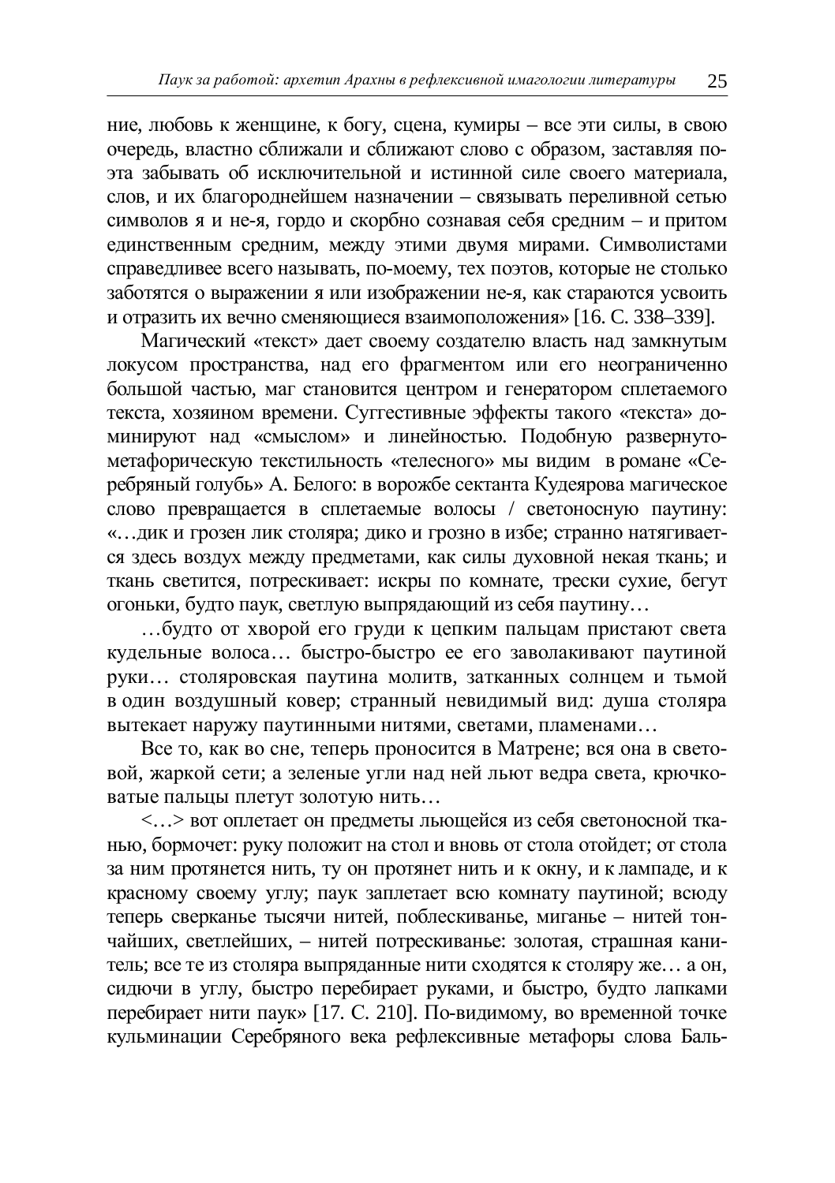ние, любовь к женщине, к богу, сцена, кумиры – все эти силы, в свою очередь, властно сближали и сближают слово с образом, заставляя поэта забывать об исключительной и истинной силе своего материала, слов, и их благороднейшем назначении – связывать переливной сетью символов я и не-я, гордо и скорбно сознавая себя средним – и притом единственным средним, между этими двумя мирами. Символистами справедливее всего называть, по-моему, тех поэтов, которые не столько заботятся о выражении я или изображении не-я, как стараются усвоить и отразить их вечно сменяющиеся взаимоположения» [16. С. 338–339].

Магический «текст» дает своему создателю власть над замкнутым локусом пространства, над его фрагментом или его неограниченно большой частью, маг становится центром и генератором сплетаемого текста, хозяином времени. Суггестивные эффекты такого «текста» доминируют над «смыслом» и линейностью. Подобную развернуто-метафорическую текстильность «телесного» мы видим в романе «Серебряный голубь» А. Белого: в ворожбе сектанта Кудеярова магическое слово превращается в сплетаемые волосы / светоносную паутину: «…дик и грозен лик столяра; дико и грозно в избе; странно натягивается здесь воздух между предметами, как силы духовной некая ткань; и ткань светится, потрескивает: искры по комнате, трески сухие, бегут огоньки, будто паук, светлую выпрядающий из себя паутину…

…будто от хворой его груди к цепким пальцам пристают света кудельные волоса… быстро-быстро ее его заволакивают паутиной руки… столяровская паутина молитв, затканных солнцем и тьмой в один воздушный ковер; странный невидимый вид: душа столяра вытекает наружу паутинными нитями, светами, пламенами…

Все то, как во сне, теперь проносится в Матрене; вся она в световой, жаркой сети; а зеленые угли над ней льют ведра света, крючковатые пальцы плетут золотую нить…

<…> вот оплетает он предметы льющейся из себя светоносной тканью, бормочет: руку положит на стол и вновь от стола отойдет; от стола за ним протянется нить, ту он протянет нить и к окну, и к лампаде, и к красному своему углу; паук заплетает всю комнату паутиной; всюду теперь сверканье тысячи нитей, поблескиванье, миганье – нитей тончайших, светлейших, – нитей потрескиванье: золотая, страшная канитель; все те из столяра выпряданные нити сходятся к столяру же… а он, сидючи в углу, быстро перебирает руками, и быстро, будто лапками перебирает нити паук» [17. С. 210]. По-видимому, во временной точке кульминации Серебряного века рефлексивные метафоры слова Баль-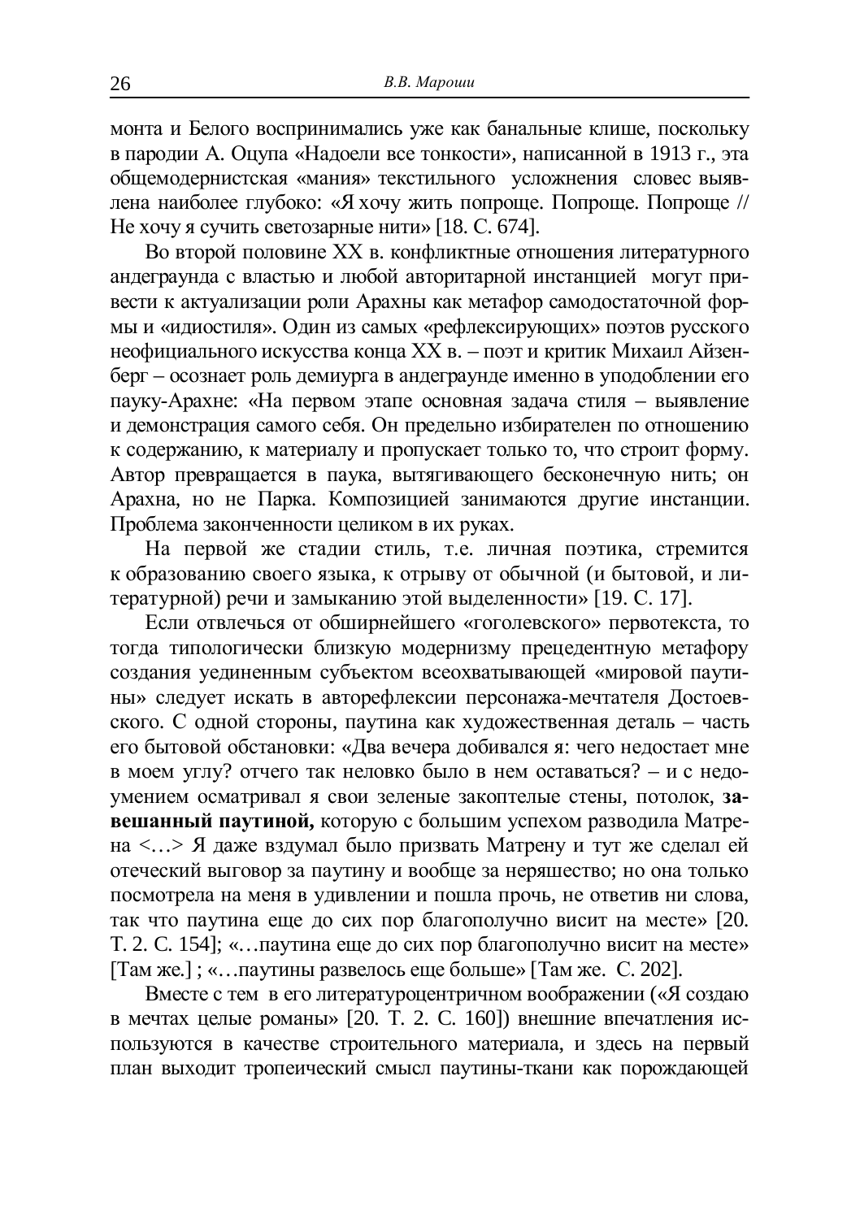монта и Белого воспринимались уже как банальные клише, поскольку в пародии А. Оцупа «Надоели все тонкости», написанной в 1913 г., эта общемодернистская «мания» текстильного усложнения словес выявлена наиболее глубоко: «Я хочу жить попроще. Попроще. Попроще // Не хочу я сучить светозарные нити» [18. С. 674].

Во второй половине XX в. конфликтные отношения литературного андеграунда с властью и любой авторитарной инстанцией могут привести к актуализации роли Арахны как метафор самодостаточной формы и «идиостиля». Один из самых «рефлексирующих» поэтов русского неофициального искусства конца XX в. – поэт и критик Михаил Айзенберг – осознает роль демиурга в андеграунде именно в уподоблении его пауку-Арахне: «На первом этапе основная задача стиля – выявление и демонстрация самого себя. Он предельно избирателен по отношению к содержанию, к материалу и пропускает только то, что строит форму. Автор превращается в паука, вытягивающего бесконечную нить; он Арахна, но не Парка. Композицией занимаются другие инстанции. Проблема законченности целиком в их руках.

На первой же стадии стиль, т.е. личная поэтика, стремится к образованию своего языка, к отрыву от обычной (и бытовой, и литературной) речи и замыканию этой выделенности» [19. С. 17].

Если отвлечься от обширнейшего «гоголевского» первотекста, то тогда типологически близкую модернизму прецедентную метафору создания уединенным субъектом всеохватывающей «мировой паутины» следует искать в авторефлексии персонажа-мечтателя Достоевского. С одной стороны, паутина как художественная деталь – часть его бытовой обстановки: «Два вечера добивался я: чего недостает мне в моем углу? отчего так неловко было в нем оставаться? – и с недоумением осматривал я свои зеленые закоптелые стены, потолок, **завешанный паутиной,** которую с большим успехом разводила Матрена <…> Я даже вздумал было призвать Матрену и тут же сделал ей отеческий выговор за паутину и вообще за неряшество; но она только посмотрела на меня в удивлении и пошла прочь, не ответив ни слова, так что паутина еще до сих пор благополучно висит на месте» [20. Т. 2. С. 154]; «…паутина еще до сих пор благополучно висит на месте» [Там же.] ; «…паутины развелось еще больше» [Там же. С. 202].

Вместе с тем в его литературоцентричном воображении («Я создаю в мечтах целые романы» [20. Т. 2. С. 160]) внешние впечатления используются в качестве строительного материала, и здесь на первый план выходит тропеический смысл паутины-ткани как порождающей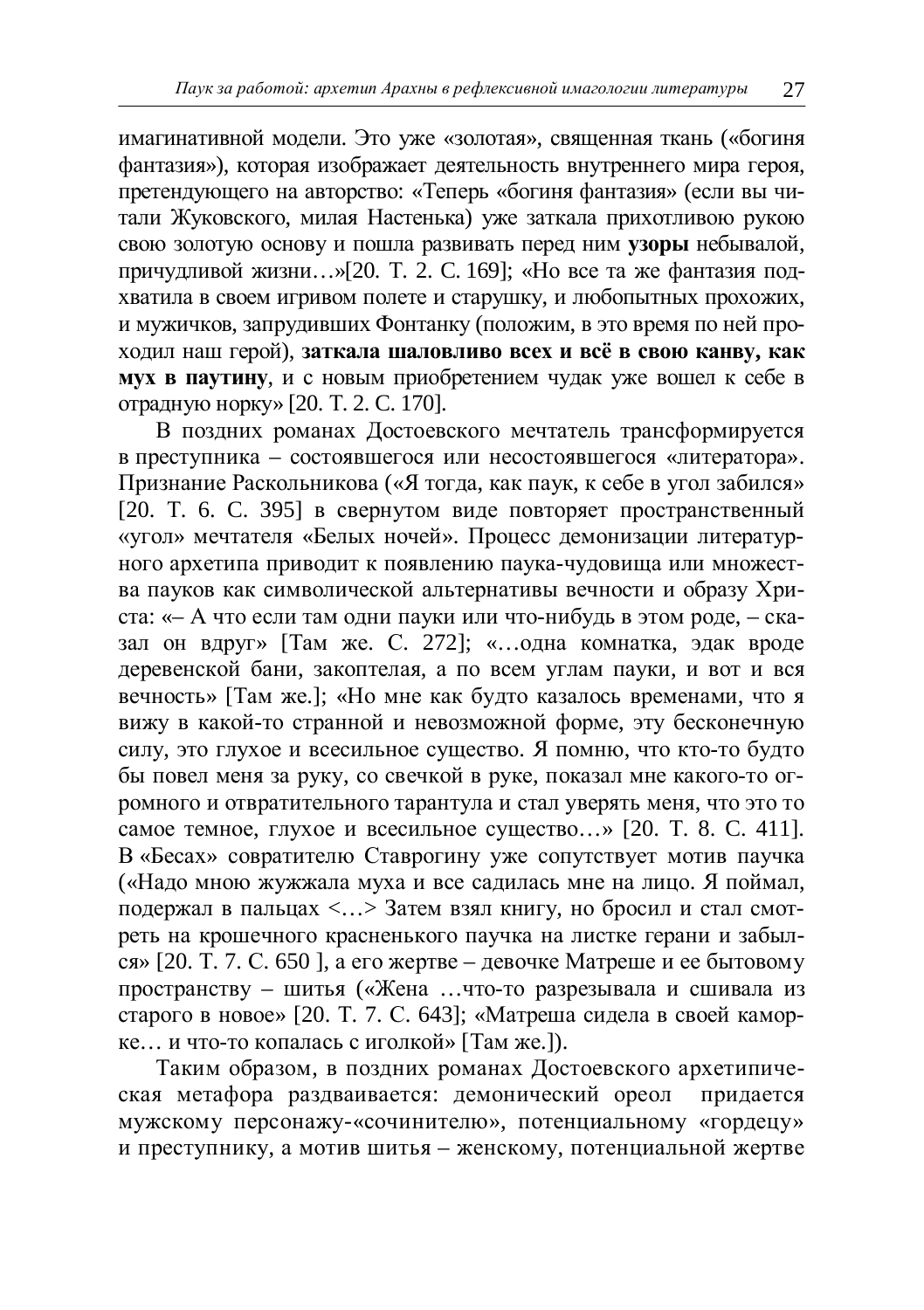имагинативной модели. Это уже «золотая», священная ткань («богиня фантазия»), которая изображает деятельность внутреннего мира героя, претендующего на авторство: «Теперь «богиня фантазия» (если вы читали Жуковского, милая Настенька) уже заткала прихотливою рукою свою золотую основу и пошла развивать перед ним **узоры** небывалой, причудливой жизни…»[20. Т. 2. С. 169]; «Но все та же фантазия подхватила в своем игривом полете и старушку, и любопытных прохожих, и мужичков, запрудивших Фонтанку (положим, в это время по ней проходил наш герой), **заткала шаловливо всех и всё в свою канву, как мух в паутину**, и с новым приобретением чудак уже вошел к себе в отрадную норку» [20. Т. 2. С. 170].

В поздних романах Достоевского мечтатель трансформируется в преступника – состоявшегося или несостоявшегося «литератора». Признание Раскольникова («Я тогда, как паук, к себе в угол забился» [20. Т. 6. С. 395] в свернутом виде повторяет пространственный «угол» мечтателя «Белых ночей». Процесс демонизации литературного архетипа приводит к появлению паука-чудовища или множества пауков как символической альтернативы вечности и образу Христа: «– А что если там одни пауки или что-нибудь в этом роде, – сказал он вдруг» [Там же. С. 272]; «…одна комнатка, эдак вроде деревенской бани, закоптелая, а по всем углам пауки, и вот и вся вечность» [Там же.]; «Но мне как будто казалось временами, что я вижу в какой-то странной и невозможной форме, эту бесконечную силу, это глухое и всесильное существо. Я помню, что кто-то будто бы повел меня за руку, со свечкой в руке, показал мне какого-то огромного и отвратительного тарантула и стал уверять меня, что это то самое темное, глухое и всесильное существо…» [20. Т. 8. С. 411]. В «Бесах» совратителю Ставрогину уже сопутствует мотив паучка («Надо мною жужжала муха и все садилась мне на лицо. Я поймал, подержал в пальцах <…> Затем взял книгу, но бросил и стал смотреть на крошечного красненького паучка на листке герани и забылся» [20. Т. 7. С. 650 ], а его жертве – девочке Матреше и ее бытовому пространству – шитья («Жена …что-то разрезывала и сшивала из старого в новое» [20. Т. 7. С. 643]; «Матреша сидела в своей каморке… и что-то копалась с иголкой» [Там же.]).

Таким образом, в поздних романах Достоевского архетипическая метафора раздваивается: демонический ореол придается мужскому персонажу-«сочинителю», потенциальному «гордецу» и преступнику, а мотив шитья – женскому, потенциальной жертве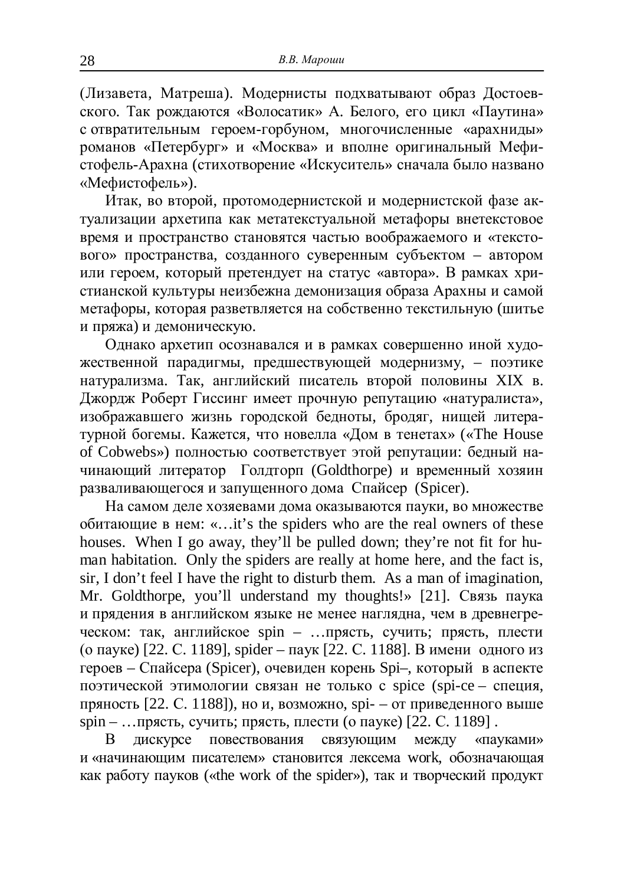(Лизавета, Матреша). Модернисты подхватывают образ Достоевского. Так рождаются «Волосатик» А. Белого, его цикл «Паутина» с отвратительным героем-горбуном, многочисленные «арахниды» романов «Петербург» и «Москва» и вполне оригинальный Мефистофель-Арахна (стихотворение «Искуситель» сначала было названо «Мефистофель»).

Итак, во второй, протомодернистской и модернистской фазе актуализации архетипа как метатекстуальной метафоры внетекстовое время и пространство становятся частью воображаемого и «текстового» пространства, созданного суверенным субъектом – автором или героем, который претендует на статус «автора». В рамках христианской культуры неизбежна демонизация образа Арахны и самой метафоры, которая разветвляется на собственно текстильную (шитье и пряжа) и демоническую.

Однако архетип осознавался и в рамках совершенно иной художественной парадигмы, предшествующей модернизму, – поэтике натурализма. Так, английский писатель второй половины XIX в. Джордж Роберт Гиссинг имеет прочную репутацию «натуралиста», изображавшего жизнь городской бедноты, бродяг, нищей литературной богемы. Кажется, что новелла «Дом в тенетах» («The House of Cobwebs») полностью соответствует этой репутации: бедный начинающий литератор Голдторп (Goldthorpe) и временный хозяин разваливающегося и запущенного дома Спайсер (Spicer).

На самом деле хозяевами дома оказываются пауки, во множестве обитающие в нем: «…it's the spiders who are the real owners of these houses. When I go away, they'll be pulled down; they're not fit for human habitation. Only the spiders are really at home here, and the fact is, sir, I don't feel I have the right to disturb them. As a man of imagination, Mr. Goldthorpe, you'll understand my thoughts!» [21]. Связь паука и прядения в английском языке не менее наглядна, чем в древнегреческом: так, английское spin – …прясть, сучить; прясть, плести (о пауке) [22. С. 1189], spider – паук [22. С. 1188]. В имени одного из героев – Спайсера (Spicer), очевиден корень Spi–, который в аспекте поэтической этимологии связан не только с spice (spi-ce – специя, пряность [22. С. 1188]), но и, возможно, spi- – от приведенного выше spin – …прясть, сучить; прясть, плести (о пауке) [22. С. 1189] .

В дискурсе повествования связующим между «пауками» и «начинающим писателем» становится лексема work, обозначающая как работу пауков («the work of the spider»), так и творческий продукт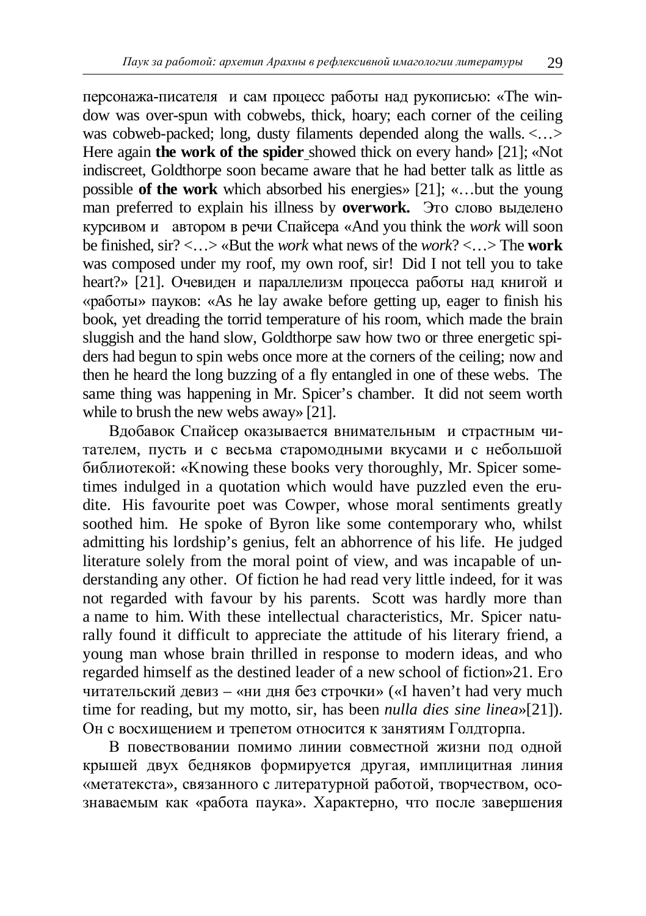персонажа-писателя и сам процесс работы над рукописью: «The window was over-spun with cobwebs, thick, hoary; each corner of the ceiling was cobweb-packed; long, dusty filaments depended along the walls. <…> Here again **the work of the spider** showed thick on every hand» [21]; «Not indiscreet, Goldthorpe soon became aware that he had better talk as little as possible **of the work** which absorbed his energies» [21]; «…but the young man preferred to explain his illness by **overwork.** Это слово выделено курсивом и автором в речи Спайсера «And you think the *work* will soon be finished, sir? <…> «But the *work* what news of the *work*? <…> The **work** was composed under my roof, my own roof, sir! Did I not tell you to take heart?» [21]. Очевиден и параллелизм процесса работы над книгой и «работы» пауков: «As he lay awake before getting up, eager to finish his book, yet dreading the torrid temperature of his room, which made the brain sluggish and the hand slow, Goldthorpe saw how two or three energetic spiders had begun to spin webs once more at the corners of the ceiling; now and then he heard the long buzzing of a fly entangled in one of these webs. The same thing was happening in Mr. Spicer's chamber. It did not seem worth while to brush the new webs away» [21].

Вдобавок Спайсер оказывается внимательным и страстным читателем, пусть и с весьма старомодными вкусами и с небольшой библиотекой: «Knowing these books very thoroughly, Mr. Spicer sometimes indulged in a quotation which would have puzzled even the erudite. His favourite poet was Cowper, whose moral sentiments greatly soothed him. He spoke of Byron like some contemporary who, whilst admitting his lordship's genius, felt an abhorrence of his life. He judged literature solely from the moral point of view, and was incapable of understanding any other. Of fiction he had read very little indeed, for it was not regarded with favour by his parents. Scott was hardly more than a name to him. With these intellectual characteristics, Mr. Spicer naturally found it difficult to appreciate the attitude of his literary friend, a young man whose brain thrilled in response to modern ideas, and who regarded himself as the destined leader of a new school of fiction»21. Его читательский девиз – «ни дня без строчки» («I haven't had very much time for reading, but my motto, sir, has been *nulla dies sine linea*»[21]). Он с восхищением и трепетом относится к занятиям Голдторпа.

В повествовании помимо линии совместной жизни под одной крышей двух бедняков формируется другая, имплицитная линия «метатекста», связанного с литературной работой, творчеством, осознаваемым как «работа паука». Характерно, что после завершения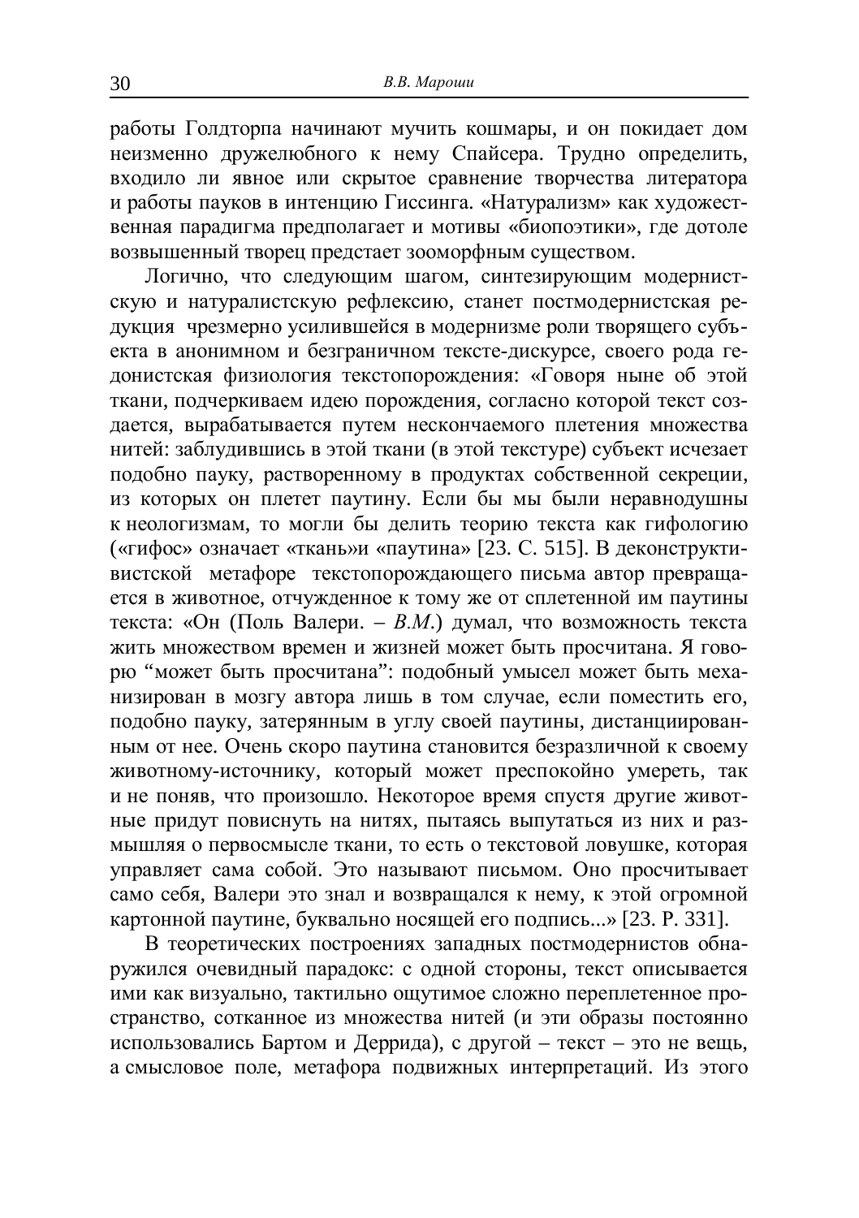работы Голдторпа начинают мучить кошмары, и он покидает дом неизменно дружелюбного к нему Спайсера. Трудно определить, входило ли явное или скрытое сравнение творчества литератора и работы пауков в интенцию Гиссинга. «Натурализм» как художественная парадигма предполагает и мотивы «биопоэтики», где дотоле возвышенный творец предстает зооморфным существом.

Логично, что следующим шагом, синтезирующим модернистскую и натуралистскую рефлексию, станет постмодернистская редукция чрезмерно усилившейся в модернизме роли творящего субъекта в анонимном и безграничном тексте-дискурсе, своего рода гедонистская физиология текстопорождения: «Говоря ныне об этой ткани, подчеркиваем идею порождения, согласно которой текст создается, вырабатывается путем нескончаемого плетения множества нитей: заблудившись в этой ткани (в этой текстуре) субъект исчезает подобно пауку, растворенному в продуктах собственной секреции, из которых он плетет паутину. Если бы мы были неравнодушны к неологизмам, то могли бы делить теорию текста как гифологию («гифос» означает «ткань»и «паутина» [23. С. 515]. В деконструктивистской метафоре текстопорождающего письма автор превращается в животное, отчужденное к тому же от сплетенной им паутины текста: «Он (Поль Валери. – *В.М.*) думал, что возможность текста жить множеством времен и жизней может быть просчитана. Я говорю “может быть просчитана”: подобный умысел может быть механизирован в мозгу автора лишь в том случае, если поместить его, подобно пауку, затерянным в углу своей паутины, дистанциированным от нее. Очень скоро паутина становится безразличной к своему животному-источнику, который может преспокойно умереть, так и не поняв, что произошло. Некоторое время спустя другие животные придут повиснуть на нитях, пытаясь выпутаться из них и размышляя о первосмысле ткани, то есть о текстовой ловушке, которая управляет сама собой. Это называют письмом. Оно просчитывает само себя, Валери это знал и возвращался к нему, к этой огромной картонной паутине, буквально носящей его подпись...» [23. P. 331].

В теоретических построениях западных постмодернистов обнаружился очевидный парадокс: с одной стороны, текст описывается ими как визуально, тактильно ощутимое сложно переплетенное пространство, сотканное из множества нитей (и эти образы постоянно использовались Бартом и Деррида), с другой – текст – это не вещь, а смысловое поле, метафора подвижных интерпретаций. Из этого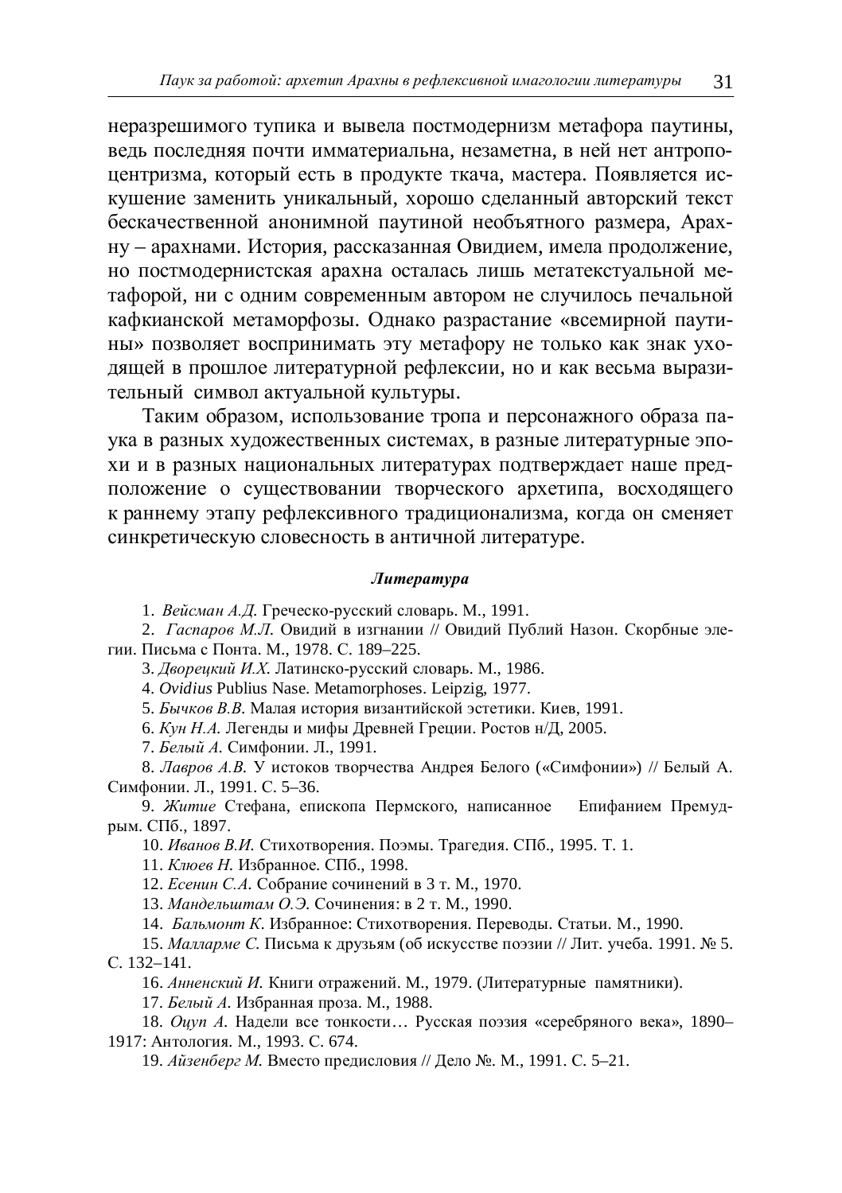неразрешимого тупика и вывела постмодернизм метафора паутины, ведь последняя почти имматериальна, незаметна, в ней нет антропоцентризма, который есть в продукте ткача, мастера. Появляется искушение заменить уникальный, хорошо сделанный авторский текст бескачественной анонимной паутиной необъятного размера, Арахну – арахнами. История, рассказанная Овидием, имела продолжение, но постмодернистская арахна осталась лишь метатекстуальной метафорой, ни с одним современным автором не случилось печальной кафкианской метаморфозы. Однако разрастание «всемирной паутины» позволяет воспринимать эту метафору не только как знак уходящей в прошлое литературной рефлексии, но и как весьма выразительный символ актуальной культуры.

Таким образом, использование тропа и персонажного образа паука в разных художественных системах, в разные литературные эпохи и в разных национальных литературах подтверждает наше предположение о существовании творческого архетипа, восходящего к раннему этапу рефлексивного традиционализма, когда он сменяет синкретическую словесность в античной литературе.

#### *Литература*

1. *Вейсман А.Д.* Греческо-русский словарь. М., 1991.
2. *Гаспаров М.Л.* Овидий в изгнании // Овидий Публий Назон. Скорбные элегии. Письма с Понта. М., 1978. С. 189–225.
3. *Дворецкий И.Х.* Латинско-русский словарь. М., 1986.
4. *Ovidius* Publius Nase. Metamorphoses. Leipzig, 1977.
5. *Бычков В.В.* Малая история византийской эстетики. Киев, 1991.
6. *Кун Н.А.* Легенды и мифы Древней Греции. Ростов н/Д, 2005.
7. *Белый А.* Симфонии. Л., 1991.
8. *Лавров А.В.* У истоков творчества Андрея Белого («Симфонии») // Белый А. Симфонии. Л., 1991. С. 5–36.
9. *Житие* Стефана, епископа Пермского, написанное Епифанием Премудрым. СПб., 1897.
10. *Иванов В.И.* Стихотворения. Поэмы. Трагедия. СПб., 1995. Т. 1.
11. *Клюев Н.* Избранное. СПб., 1998.
12. *Есенин С.А.* Собрание сочинений в 3 т. М., 1970.
13. *Мандельштам О.Э.* Сочинения: в 2 т. М., 1990.
14. *Бальмонт К.* Избранное: Стихотворения. Переводы. Статьи. М., 1990.
15. *Малларме С.* Письма к друзьям (об искусстве поэзии // Лит. учеба. 1991. № 5. С. 132–141.
16. *Анненский И.* Книги отражений. М., 1979. (Литературные памятники).
17. *Белый А.* Избранная проза. М., 1988.
18. *Оцуп А.* Надели все тонкости… Русская поэзия «серебряного века», 1890–1917: Антология. М., 1993. С. 674.
19. *Айзенберг М.* Вместо предисловия // Дело №. М., 1991. С. 5–21.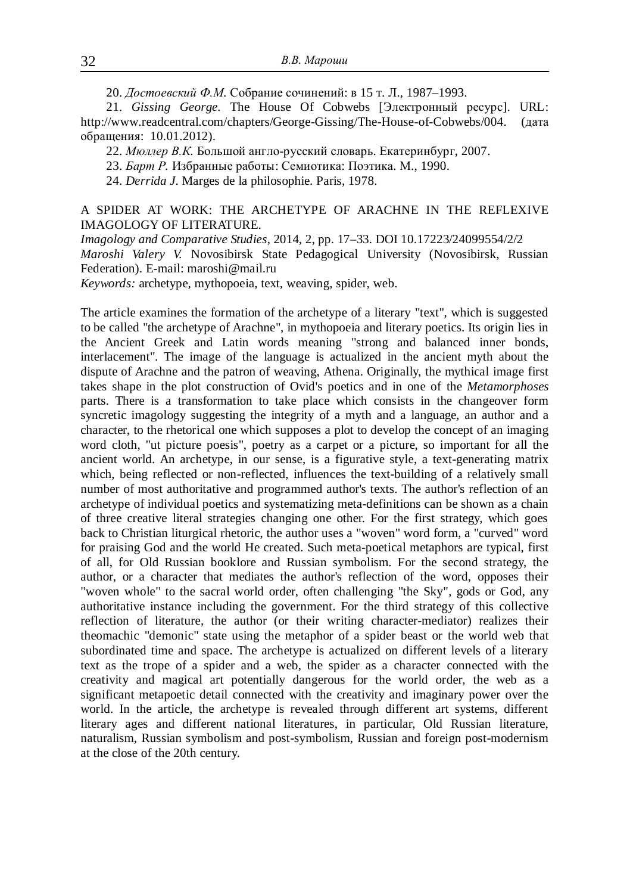20. *Достоевский Ф.М.* Собрание сочинений: в 15 т. Л., 1987–1993.

21. *Gissing George.* The House Of Cobwebs [Электронный ресурс]. URL: http://www.readcentral.com/chapters/George-Gissing/The-House-of-Cobwebs/004. (дата обращения: 10.01.2012).

22. *Мюллер В.К.* Большой англо-русский словарь. Екатеринбург, 2007.

23. *Барт Р.* Избранные работы: Семиотика: Поэтика. М., 1990.

24. *Derrida J.* Marges de la philosophie. Paris, 1978.

A SPIDER AT WORK: THE ARCHETYPE OF ARACHNE IN THE REFLEXIVE IMAGOLOGY OF LITERATURE.

*Imagology and Comparative Studies*, 2014, 2, pp. 17–33. DOI 10.17223/24099554/2/2

*Maroshi Valery V.* Novosibirsk State Pedagogical University (Novosibirsk, Russian Federation). E-mail: maroshi@mail.ru

*Keywords:* archetype, mythopoeia, text, weaving, spider, web.

The article examines the formation of the archetype of a literary "text", which is suggested to be called "the archetype of Arachne", in mythopoeia and literary poetics. Its origin lies in the Ancient Greek and Latin words meaning "strong and balanced inner bonds, interlacement". The image of the language is actualized in the ancient myth about the dispute of Arachne and the patron of weaving, Athena. Originally, the mythical image first takes shape in the plot construction of Ovid's poetics and in one of the *Metamorphoses* parts. There is a transformation to take place which consists in the changeover form syncretic imagology suggesting the integrity of a myth and a language, an author and a character, to the rhetorical one which supposes a plot to develop the concept of an imaging word cloth, "ut picture poesis", poetry as a carpet or a picture, so important for all the ancient world. An archetype, in our sense, is a figurative style, a text-generating matrix which, being reflected or non-reflected, influences the text-building of a relatively small number of most authoritative and programmed author's texts. The author's reflection of an archetype of individual poetics and systematizing meta-definitions can be shown as a chain of three creative literal strategies changing one other. For the first strategy, which goes back to Christian liturgical rhetoric, the author uses a "woven" word form, a "curved" word for praising God and the world He created. Such meta-poetical metaphors are typical, first of all, for Old Russian booklore and Russian symbolism. For the second strategy, the author, or a character that mediates the author's reflection of the word, opposes their "woven whole" to the sacral world order, often challenging "the Sky", gods or God, any authoritative instance including the government. For the third strategy of this collective reflection of literature, the author (or their writing character-mediator) realizes their theomachic "demonic" state using the metaphor of a spider beast or the world web that subordinated time and space. The archetype is actualized on different levels of a literary text as the trope of a spider and a web, the spider as a character connected with the creativity and magical art potentially dangerous for the world order, the web as a significant metapoetic detail connected with the creativity and imaginary power over the world. In the article, the archetype is revealed through different art systems, different literary ages and different national literatures, in particular, Old Russian literature, naturalism, Russian symbolism and post-symbolism, Russian and foreign post-modernism at the close of the 20th century.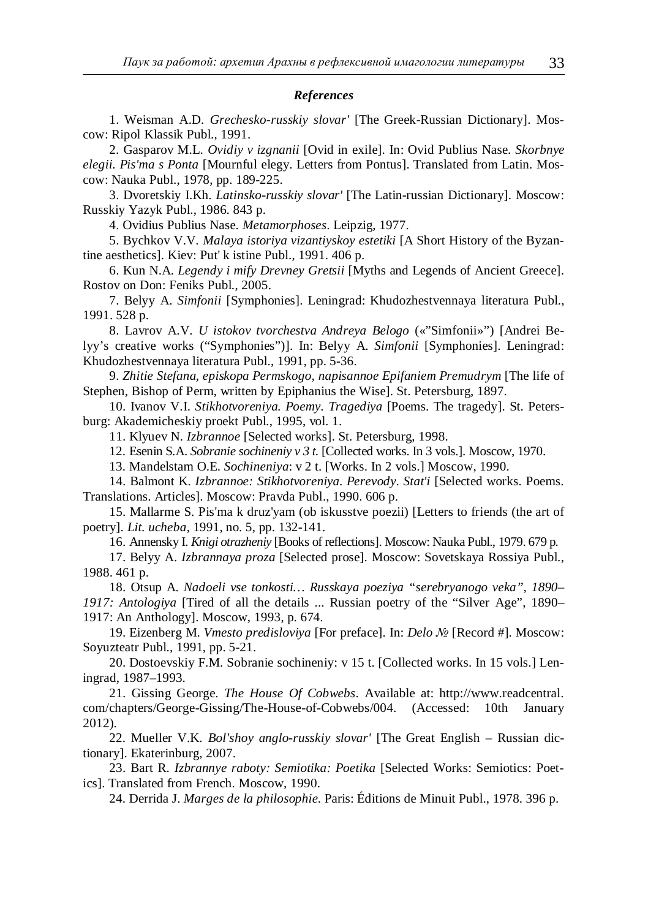### *References*

1. Weisman A.D. *Grechesko-russkiy slovar'* [The Greek-Russian Dictionary]. Moscow: Ripol Klassik Publ., 1991.

2. Gasparov M.L. *Ovidiy v izgnanii* [Ovid in exile]. In: Ovid Publius Nase. *Skorbnye elegii. Pis'ma s Ponta* [Mournful elegy. Letters from Pontus]. Translated from Latin. Moscow: Nauka Publ., 1978, pp. 189-225.

3. Dvoretskiy I.Kh. *Latinsko-russkiy slovar'* [The Latin-russian Dictionary]. Moscow: Russkiy Yazyk Publ., 1986. 843 p.

4. Ovidius Publius Nase. *Metamorphoses*. Leipzig, 1977.

5. Bychkov V.V. *Malaya istoriya vizantiyskoy estetiki* [A Short History of the Byzantine aesthetics]. Kiev: Put' k istine Publ., 1991. 406 p.

6. Kun N.A. *Legendy i mify Drevney Gretsii* [Myths and Legends of Ancient Greece]. Rostov on Don: Feniks Publ., 2005.

7. Belyy A. *Simfonii* [Symphonies]. Leningrad: Khudozhestvennaya literatura Publ., 1991. 528 p.

8. Lavrov A.V. *U istokov tvorchestva Andreya Belogo* («"Simfonii»") [Andrei Belyy's creative works ("Symphonies")]. In: Belyy A. *Simfonii* [Symphonies]. Leningrad: Khudozhestvennaya literatura Publ., 1991, pp. 5-36.

9. *Zhitie Stefana, episkopa Permskogo, napisannoe Epifaniem Premudrym* [The life of Stephen, Bishop of Perm, written by Epiphanius the Wise]. St. Petersburg, 1897.

10. Ivanov V.I. *Stikhotvoreniya. Poemy. Tragediya* [Poems. The tragedy]. St. Petersburg: Akademicheskiy proekt Publ., 1995, vol. 1.

11. Klyuev N. *Izbrannoe* [Selected works]. St. Petersburg, 1998.

12. Esenin S.A. *Sobranie sochineniy v 3 t.* [Collected works. In 3 vols.]. Moscow, 1970.

13. Mandelstam O.E. *Sochineniya*: v 2 t. [Works. In 2 vols.] Moscow, 1990.

14. Balmont K. *Izbrannoe: Stikhotvoreniya. Perevody. Stat'i* [Selected works. Poems. Translations. Articles]. Moscow: Pravda Publ., 1990. 606 p.

15. Mallarme S. Pis'ma k druz'yam (ob iskusstve poezii) [Letters to friends (the art of poetry]. *Lit. ucheba*, 1991, no. 5, pp. 132-141.

16. Annensky I. *Knigi otrazheniy* [Books of reflections]. Moscow: Nauka Publ., 1979. 679 p.

17. Belyy A. *Izbrannaya proza* [Selected prose]. Moscow: Sovetskaya Rossiya Publ., 1988. 461 p.

18. Otsup A. *Nadoeli vse tonkosti… Russkaya poeziya "serebryanogo veka", 1890–1917: Antologiya* [Tired of all the details ... Russian poetry of the "Silver Age", 1890–1917: An Anthology]. Moscow, 1993, p. 674.

19. Eizenberg M. *Vmesto predisloviya* [For preface]. In: *Delo №* [Record #]. Moscow: Soyuzteatr Publ., 1991, pp. 5-21.

20. Dostoevskiy F.M. Sobranie sochineniy: v 15 t. [Collected works. In 15 vols.] Leningrad, 1987–1993.

21. Gissing George. *The House Of Cobwebs*. Available at: http://www.readcentral.com/chapters/George-Gissing/The-House-of-Cobwebs/004. (Accessed: 10th January 2012).

22. Mueller V.K. *Bol'shoy anglo-russkiy slovar'* [The Great English – Russian dictionary]. Ekaterinburg, 2007.

23. Bart R. *Izbrannye raboty: Semiotika: Poetika* [Selected Works: Semiotics: Poetics]. Translated from French. Moscow, 1990.

24. Derrida J. *Marges de la philosophie.* Paris: Éditions de Minuit Publ., 1978. 396 p.